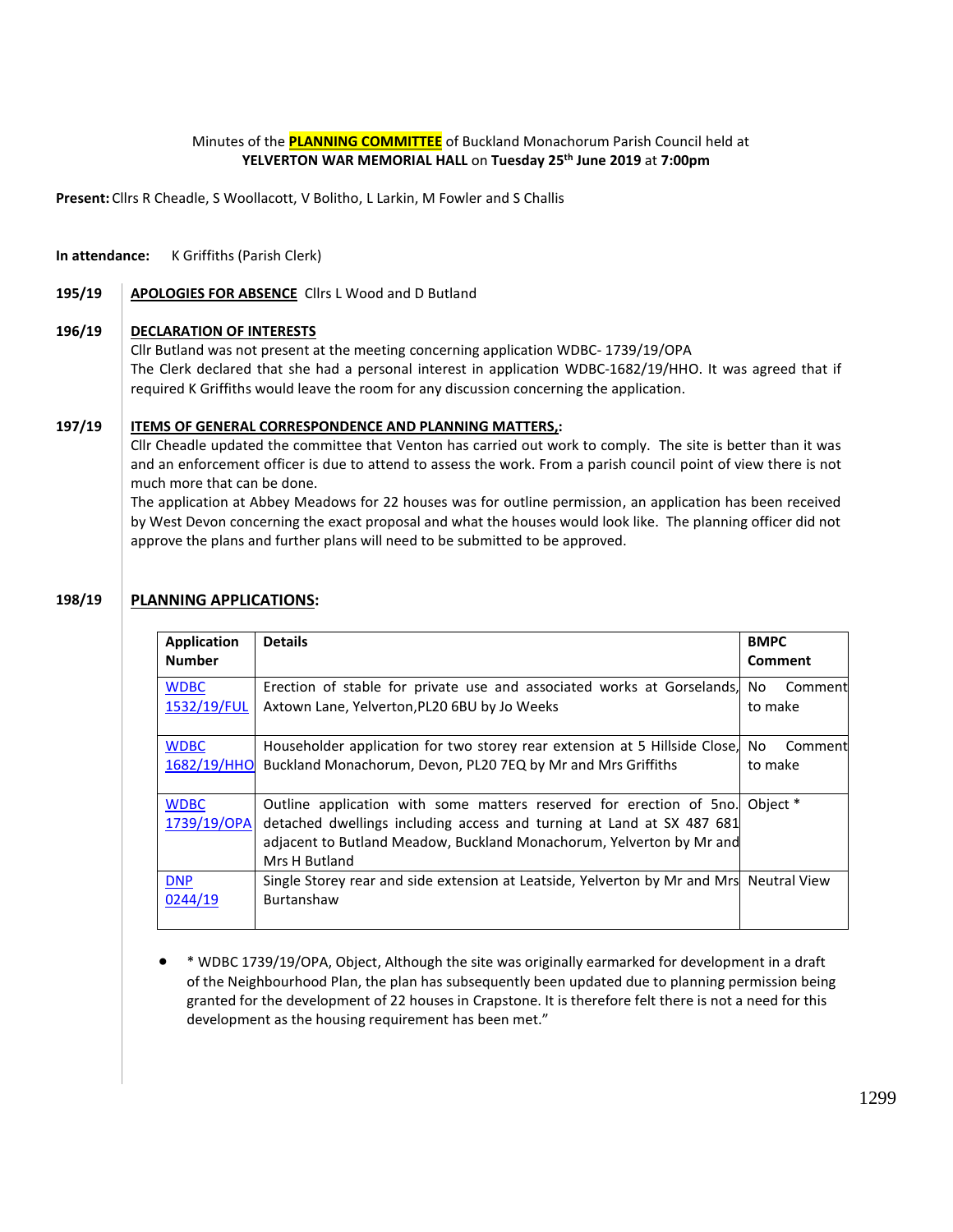Minutes of the **PLANNING COMMITTEE** of Buckland Monachorum Parish Council held at **YELVERTON WAR MEMORIAL HALL** on **Tuesday 25th June 2019** at **7:00pm**

**Present:** Cllrs R Cheadle, S Woollacott, V Bolitho, L Larkin, M Fowler and S Challis

**In attendance:** K Griffiths (Parish Clerk)

**195/19** **APOLOGIES FOR ABSENCE** Cllrs L Wood and D Butland

**196/19** **DECLARATION OF INTERESTS**

Cllr Butland was not present at the meeting concerning application WDBC- 1739/19/OPA

The Clerk declared that she had a personal interest in application WDBC-1682/19/HHO. It was agreed that if required K Griffiths would leave the room for any discussion concerning the application.

**197/19** **ITEMS OF GENERAL CORRESPONDENCE AND PLANNING MATTERS,:**

Cllr Cheadle updated the committee that Venton has carried out work to comply. The site is better than it was and an enforcement officer is due to attend to assess the work. From a parish council point of view there is not much more that can be done.

The application at Abbey Meadows for 22 houses was for outline permission, an application has been received by West Devon concerning the exact proposal and what the houses would look like. The planning officer did not approve the plans and further plans will need to be submitted to be approved.

**198/19** **PLANNING APPLICATIONS:**

| Application Number | Details | BMPC Comment |
|---|---|---|
| WDBC 1532/19/FUL | Erection of stable for private use and associated works at Gorselands, Axtown Lane, Yelverton,PL20 6BU by Jo Weeks | No Comment to make |
| WDBC 1682/19/HHO | Householder application for two storey rear extension at 5 Hillside Close, Buckland Monachorum, Devon, PL20 7EQ by Mr and Mrs Griffiths | No Comment to make |
| WDBC 1739/19/OPA | Outline application with some matters reserved for erection of 5no. detached dwellings including access and turning at Land at SX 487 681 adjacent to Butland Meadow, Buckland Monachorum, Yelverton by Mr and Mrs H Butland | Object * |
| DNP 0244/19 | Single Storey rear and side extension at Leatside, Yelverton by Mr and Mrs Burtanshaw | Neutral View |

- * WDBC 1739/19/OPA, Object, Although the site was originally earmarked for development in a draft of the Neighbourhood Plan, the plan has subsequently been updated due to planning permission being granted for the development of 22 houses in Crapstone. It is therefore felt there is not a need for this development as the housing requirement has been met."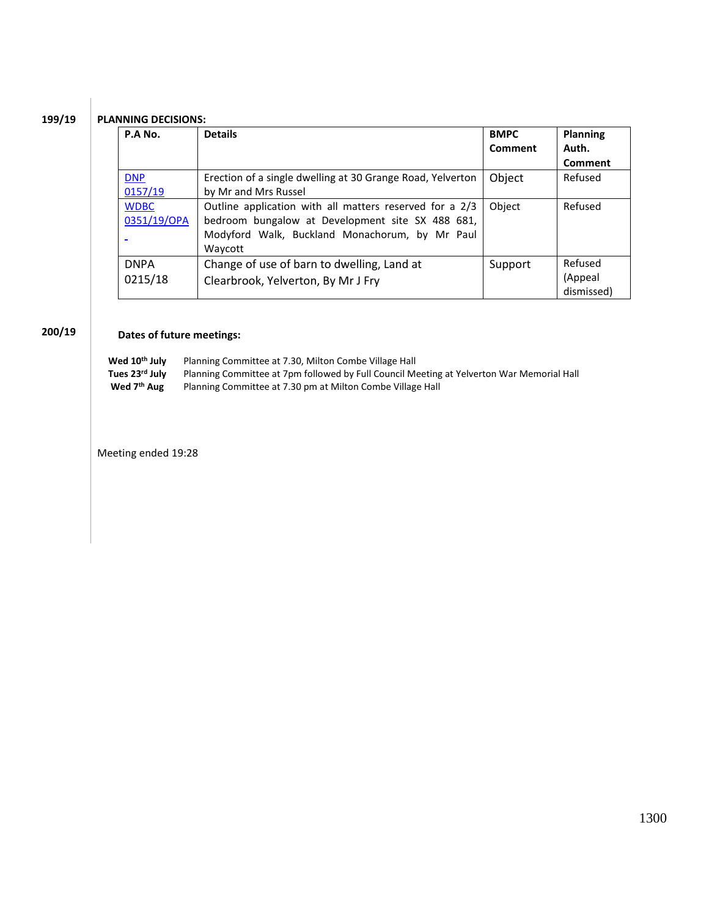**199/19 PLANNING DECISIONS:**

| P.A No. | Details | BMPC Comment | Planning Auth. Comment |
|---|---|---|---|
| DNP 0157/19 | Erection of a single dwelling at 30 Grange Road, Yelverton by Mr and Mrs Russel | Object | Refused |
| WDBC 0351/19/OPA | Outline application with all matters reserved for a 2/3 bedroom bungalow at Development site SX 488 681, Modyford Walk, Buckland Monachorum, by Mr Paul Waycott | Object | Refused |
| DNPA 0215/18 | Change of use of barn to dwelling, Land at Clearbrook, Yelverton, By Mr J Fry | Support | Refused (Appeal dismissed) |

**200/19 Dates of future meetings:**

**Wed 10th July** Planning Committee at 7.30, Milton Combe Village Hall
**Tues 23rd July** Planning Committee at 7pm followed by Full Council Meeting at Yelverton War Memorial Hall
**Wed 7th Aug** Planning Committee at 7.30 pm at Milton Combe Village Hall

Meeting ended 19:28